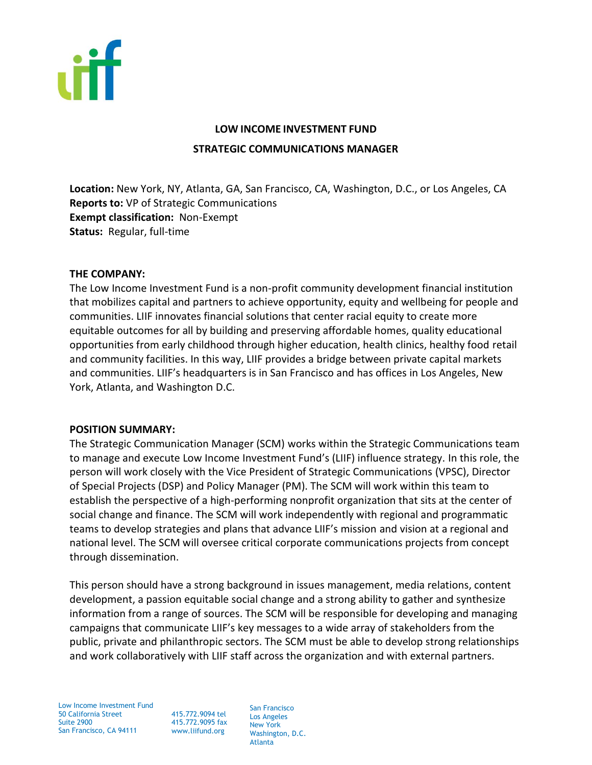# LOW INCOME INVESTMENT FUND

## STRATEGIC COMMUNICATIONS MANAGER

**Location:** New York, NY, Atlanta, GA, San Francisco, CA, Washington, D.C., or Los Angeles, CA
**Reports to:** VP of Strategic Communications
**Exempt classification:** Non-Exempt
**Status:** Regular, full-time

**THE COMPANY:**
The Low Income Investment Fund is a non-profit community development financial institution that mobilizes capital and partners to achieve opportunity, equity and wellbeing for people and communities. LIIF innovates financial solutions that center racial equity to create more equitable outcomes for all by building and preserving affordable homes, quality educational opportunities from early childhood through higher education, health clinics, healthy food retail and community facilities. In this way, LIIF provides a bridge between private capital markets and communities. LIIF's headquarters is in San Francisco and has offices in Los Angeles, New York, Atlanta, and Washington D.C.

**POSITION SUMMARY:**
The Strategic Communication Manager (SCM) works within the Strategic Communications team to manage and execute Low Income Investment Fund's (LIIF) influence strategy. In this role, the person will work closely with the Vice President of Strategic Communications (VPSC), Director of Special Projects (DSP) and Policy Manager (PM). The SCM will work within this team to establish the perspective of a high-performing nonprofit organization that sits at the center of social change and finance. The SCM will work independently with regional and programmatic teams to develop strategies and plans that advance LIIF's mission and vision at a regional and national level. The SCM will oversee critical corporate communications projects from concept through dissemination.

This person should have a strong background in issues management, media relations, content development, a passion equitable social change and a strong ability to gather and synthesize information from a range of sources. The SCM will be responsible for developing and managing campaigns that communicate LIIF's key messages to a wide array of stakeholders from the public, private and philanthropic sectors. The SCM must be able to develop strong relationships and work collaboratively with LIIF staff across the organization and with external partners.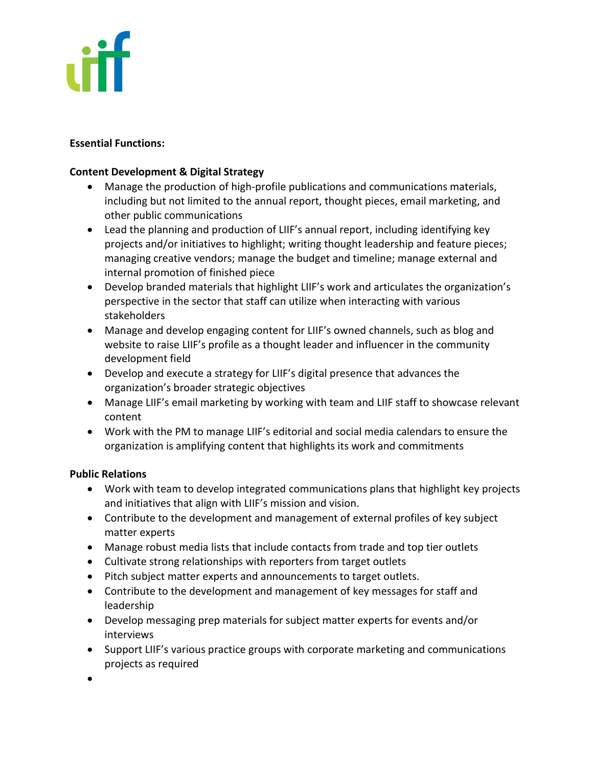**Essential Functions:**

**Content Development & Digital Strategy**

- Manage the production of high-profile publications and communications materials, including but not limited to the annual report, thought pieces, email marketing, and other public communications
- Lead the planning and production of LIIF's annual report, including identifying key projects and/or initiatives to highlight; writing thought leadership and feature pieces; managing creative vendors; manage the budget and timeline; manage external and internal promotion of finished piece
- Develop branded materials that highlight LIIF's work and articulates the organization's perspective in the sector that staff can utilize when interacting with various stakeholders
- Manage and develop engaging content for LIIF's owned channels, such as blog and website to raise LIIF's profile as a thought leader and influencer in the community development field
- Develop and execute a strategy for LIIF's digital presence that advances the organization's broader strategic objectives
- Manage LIIF's email marketing by working with team and LIIF staff to showcase relevant content
- Work with the PM to manage LIIF's editorial and social media calendars to ensure the organization is amplifying content that highlights its work and commitments

**Public Relations**

- Work with team to develop integrated communications plans that highlight key projects and initiatives that align with LIIF's mission and vision.
- Contribute to the development and management of external profiles of key subject matter experts
- Manage robust media lists that include contacts from trade and top tier outlets
- Cultivate strong relationships with reporters from target outlets
- Pitch subject matter experts and announcements to target outlets.
- Contribute to the development and management of key messages for staff and leadership
- Develop messaging prep materials for subject matter experts for events and/or interviews
- Support LIIF's various practice groups with corporate marketing and communications projects as required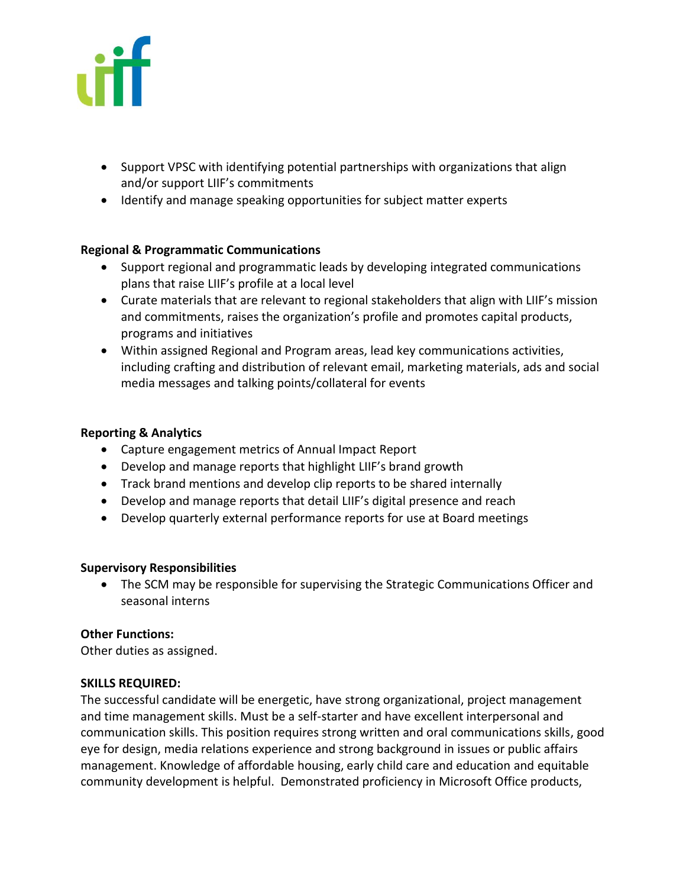- Support VPSC with identifying potential partnerships with organizations that align and/or support LIIF's commitments
- Identify and manage speaking opportunities for subject matter experts

**Regional & Programmatic Communications**

- Support regional and programmatic leads by developing integrated communications plans that raise LIIF's profile at a local level
- Curate materials that are relevant to regional stakeholders that align with LIIF's mission and commitments, raises the organization's profile and promotes capital products, programs and initiatives
- Within assigned Regional and Program areas, lead key communications activities, including crafting and distribution of relevant email, marketing materials, ads and social media messages and talking points/collateral for events

**Reporting & Analytics**

- Capture engagement metrics of Annual Impact Report
- Develop and manage reports that highlight LIIF's brand growth
- Track brand mentions and develop clip reports to be shared internally
- Develop and manage reports that detail LIIF's digital presence and reach
- Develop quarterly external performance reports for use at Board meetings

**Supervisory Responsibilities**

- The SCM may be responsible for supervising the Strategic Communications Officer and seasonal interns

**Other Functions:**

Other duties as assigned.

**SKILLS REQUIRED:**

The successful candidate will be energetic, have strong organizational, project management and time management skills. Must be a self-starter and have excellent interpersonal and communication skills. This position requires strong written and oral communications skills, good eye for design, media relations experience and strong background in issues or public affairs management. Knowledge of affordable housing, early child care and education and equitable community development is helpful. Demonstrated proficiency in Microsoft Office products,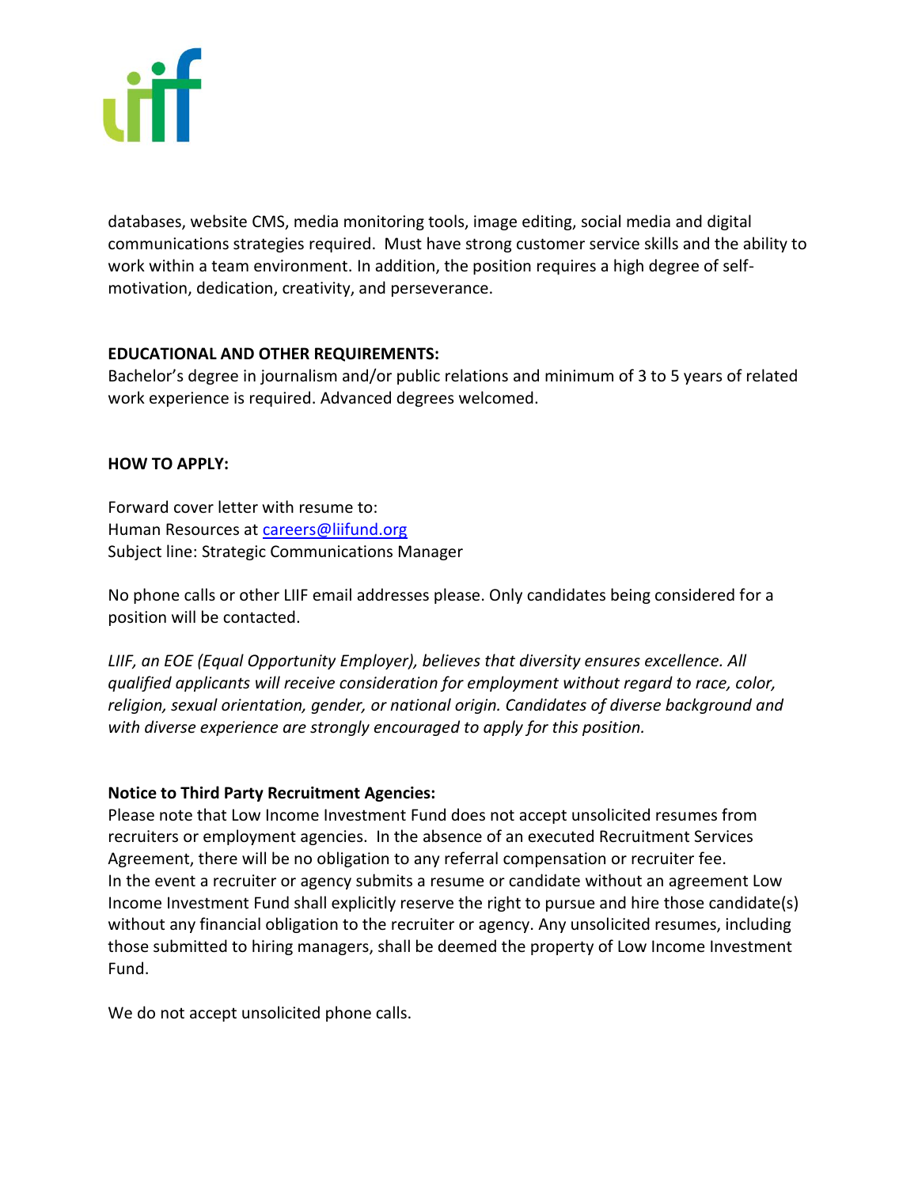databases, website CMS, media monitoring tools, image editing, social media and digital communications strategies required. Must have strong customer service skills and the ability to work within a team environment. In addition, the position requires a high degree of self-motivation, dedication, creativity, and perseverance.

**EDUCATIONAL AND OTHER REQUIREMENTS:**

Bachelor's degree in journalism and/or public relations and minimum of 3 to 5 years of related work experience is required. Advanced degrees welcomed.

**HOW TO APPLY:**

Forward cover letter with resume to:
Human Resources at careers@liifund.org
Subject line: Strategic Communications Manager

No phone calls or other LIIF email addresses please. Only candidates being considered for a position will be contacted.

*LIIF, an EOE (Equal Opportunity Employer), believes that diversity ensures excellence. All qualified applicants will receive consideration for employment without regard to race, color, religion, sexual orientation, gender, or national origin. Candidates of diverse background and with diverse experience are strongly encouraged to apply for this position.*

**Notice to Third Party Recruitment Agencies:**

Please note that Low Income Investment Fund does not accept unsolicited resumes from recruiters or employment agencies. In the absence of an executed Recruitment Services Agreement, there will be no obligation to any referral compensation or recruiter fee. In the event a recruiter or agency submits a resume or candidate without an agreement Low Income Investment Fund shall explicitly reserve the right to pursue and hire those candidate(s) without any financial obligation to the recruiter or agency. Any unsolicited resumes, including those submitted to hiring managers, shall be deemed the property of Low Income Investment Fund.

We do not accept unsolicited phone calls.